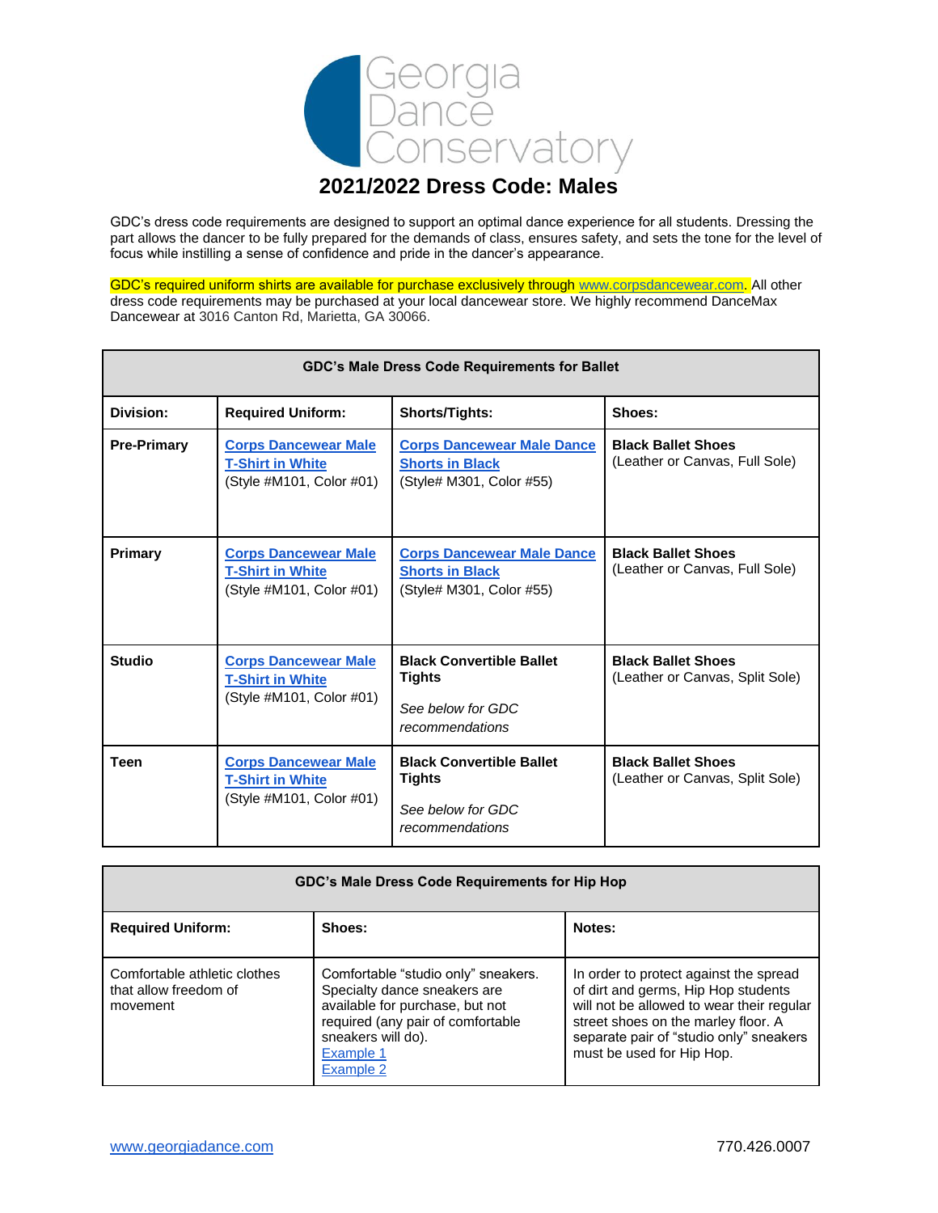Georgia Dance Conservatory

# 2021/2022 Dress Code: Males

GDC's dress code requirements are designed to support an optimal dance experience for all students. Dressing the part allows the dancer to be fully prepared for the demands of class, ensures safety, and sets the tone for the level of focus while instilling a sense of confidence and pride in the dancer's appearance.

GDC's required uniform shirts are available for purchase exclusively through www.corpsdancewear.com. All other dress code requirements may be purchased at your local dancewear store. We highly recommend DanceMax Dancewear at 3016 Canton Rd, Marietta, GA 30066.

| GDC's Male Dress Code Requirements for Ballet | | | |
|---|---|---|---|
| **Division:** | **Required Uniform:** | **Shorts/Tights:** | **Shoes:** |
| **Pre-Primary** | **Corps Dancewear Male T-Shirt in White** (Style #M101, Color #01) | **Corps Dancewear Male Dance Shorts in Black** (Style# M301, Color #55) | **Black Ballet Shoes** (Leather or Canvas, Full Sole) |
| **Primary** | **Corps Dancewear Male T-Shirt in White** (Style #M101, Color #01) | **Corps Dancewear Male Dance Shorts in Black** (Style# M301, Color #55) | **Black Ballet Shoes** (Leather or Canvas, Full Sole) |
| **Studio** | **Corps Dancewear Male T-Shirt in White** (Style #M101, Color #01) | **Black Convertible Ballet Tights** *See below for GDC recommendations* | **Black Ballet Shoes** (Leather or Canvas, Split Sole) |
| **Teen** | **Corps Dancewear Male T-Shirt in White** (Style #M101, Color #01) | **Black Convertible Ballet Tights** *See below for GDC recommendations* | **Black Ballet Shoes** (Leather or Canvas, Split Sole) |

| GDC's Male Dress Code Requirements for Hip Hop | | |
|---|---|---|
| **Required Uniform:** | **Shoes:** | **Notes:** |
| Comfortable athletic clothes that allow freedom of movement | Comfortable "studio only" sneakers. Specialty dance sneakers are available for purchase, but not required (any pair of comfortable sneakers will do). Example 1 Example 2 | In order to protect against the spread of dirt and germs, Hip Hop students will not be allowed to wear their regular street shoes on the marley floor. A separate pair of "studio only" sneakers must be used for Hip Hop. |

www.georgiadance.com 770.426.0007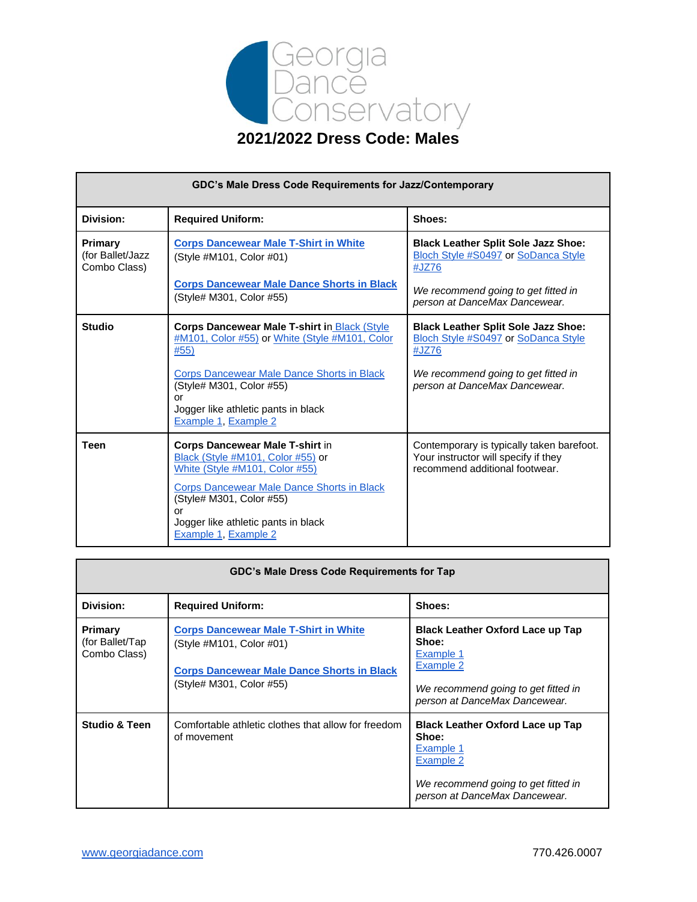# Georgia Dance Conservatory

## 2021/2022 Dress Code: Males

| GDC's Male Dress Code Requirements for Jazz/Contemporary | | |
|---|---|---|
| **Division:** | **Required Uniform:** | **Shoes:** |
| **Primary** (for Ballet/Jazz Combo Class) | **Corps Dancewear Male T-Shirt in White** (Style #M101, Color #01)<br><br>**Corps Dancewear Male Dance Shorts in Black** (Style# M301, Color #55) | **Black Leather Split Sole Jazz Shoe:** Bloch Style #S0497 or SoDanca Style #JZ76<br><br>*We recommend going to get fitted in person at DanceMax Dancewear.* |
| **Studio** | **Corps Dancewear Male T-shirt in** Black (Style #M101, Color #55) **or** White (Style #M101, Color #55)<br><br>Corps Dancewear Male Dance Shorts in Black (Style# M301, Color #55)<br>or<br>Jogger like athletic pants in black<br>Example 1, Example 2 | **Black Leather Split Sole Jazz Shoe:** Bloch Style #S0497 or SoDanca Style #JZ76<br><br>*We recommend going to get fitted in person at DanceMax Dancewear.* |
| **Teen** | **Corps Dancewear Male T-shirt** in Black (Style #M101, Color #55) or White (Style #M101, Color #55)<br><br>Corps Dancewear Male Dance Shorts in Black (Style# M301, Color #55)<br>or<br>Jogger like athletic pants in black<br>Example 1, Example 2 | Contemporary is typically taken barefoot. Your instructor will specify if they recommend additional footwear. |

| GDC's Male Dress Code Requirements for Tap | | |
|---|---|---|
| **Division:** | **Required Uniform:** | **Shoes:** |
| **Primary** (for Ballet/Tap Combo Class) | **Corps Dancewear Male T-Shirt in White** (Style #M101, Color #01)<br><br>**Corps Dancewear Male Dance Shorts in Black** (Style# M301, Color #55) | **Black Leather Oxford Lace up Tap Shoe:**<br>Example 1<br>Example 2<br><br>*We recommend going to get fitted in person at DanceMax Dancewear.* |
| **Studio & Teen** | Comfortable athletic clothes that allow for freedom of movement | **Black Leather Oxford Lace up Tap Shoe:**<br>Example 1<br>Example 2<br><br>*We recommend going to get fitted in person at DanceMax Dancewear.* |

www.georgiadance.com 770.426.0007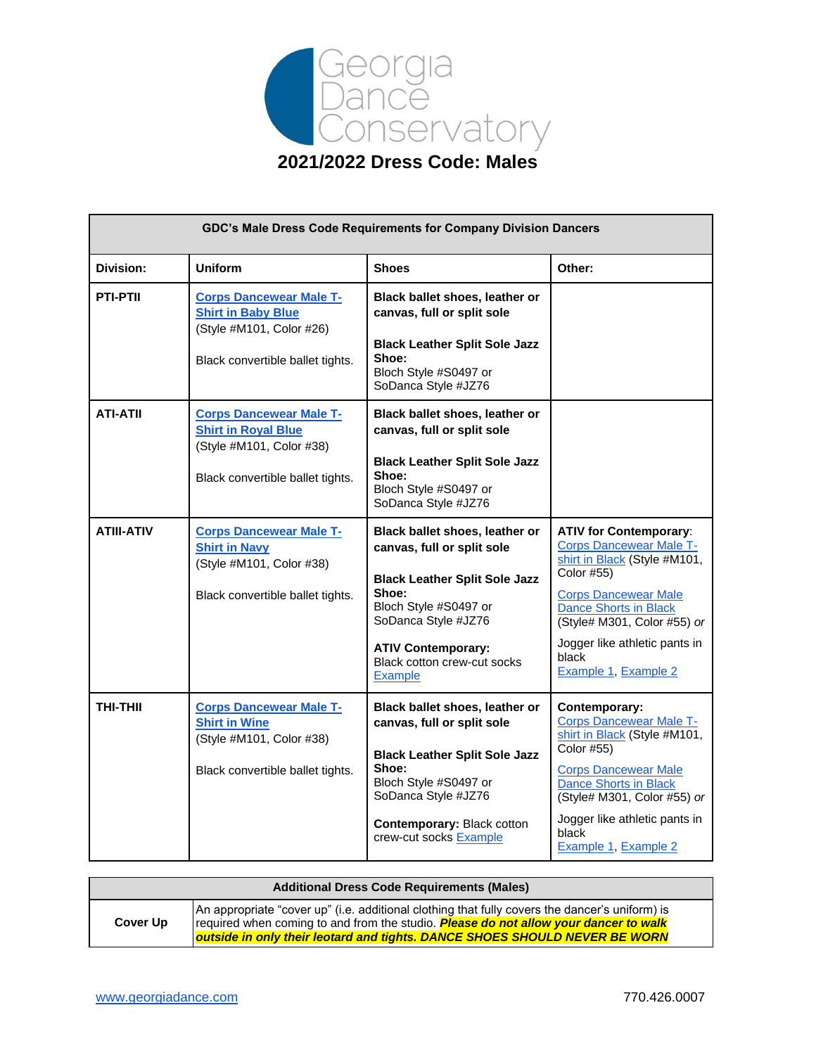# Georgia Dance Conservatory

## 2021/2022 Dress Code: Males

| GDC's Male Dress Code Requirements for Company Division Dancers | | | |
|---|---|---|---|
| **Division:** | **Uniform** | **Shoes** | **Other:** |
| **PTI-PTII** | **Corps Dancewear Male T-Shirt in Baby Blue** (Style #M101, Color #26)<br><br>Black convertible ballet tights. | **Black ballet shoes, leather or canvas, full or split sole**<br><br>**Black Leather Split Sole Jazz Shoe:** Bloch Style #S0497 or SoDanca Style #JZ76 | |
| **ATI-ATII** | **Corps Dancewear Male T-Shirt in Royal Blue** (Style #M101, Color #38)<br><br>Black convertible ballet tights. | **Black ballet shoes, leather or canvas, full or split sole**<br><br>**Black Leather Split Sole Jazz Shoe:** Bloch Style #S0497 or SoDanca Style #JZ76 | |
| **ATIII-ATIV** | **Corps Dancewear Male T-Shirt in Navy** (Style #M101, Color #38)<br><br>Black convertible ballet tights. | **Black ballet shoes, leather or canvas, full or split sole**<br><br>**Black Leather Split Sole Jazz Shoe:** Bloch Style #S0497 or SoDanca Style #JZ76<br><br>**ATIV Contemporary:** Black cotton crew-cut socks Example | **ATIV for Contemporary**: Corps Dancewear Male T-shirt in Black (Style #M101, Color #55)<br><br>Corps Dancewear Male Dance Shorts in Black (Style# M301, Color #55) *or*<br><br>Jogger like athletic pants in black Example 1, Example 2 |
| **THI-THII** | **Corps Dancewear Male T-Shirt in Wine** (Style #M101, Color #38)<br><br>Black convertible ballet tights. | **Black ballet shoes, leather or canvas, full or split sole**<br><br>**Black Leather Split Sole Jazz Shoe:** Bloch Style #S0497 or SoDanca Style #JZ76<br><br>**Contemporary:** Black cotton crew-cut socks Example | **Contemporary:** Corps Dancewear Male T-shirt in Black (Style #M101, Color #55)<br><br>Corps Dancewear Male Dance Shorts in Black (Style# M301, Color #55) *or*<br><br>Jogger like athletic pants in black Example 1, Example 2 |

| Additional Dress Code Requirements (Males) | |
|---|---|
| **Cover Up** | An appropriate "cover up" (i.e. additional clothing that fully covers the dancer's uniform) is required when coming to and from the studio. ***Please do not allow your dancer to walk outside in only their leotard and tights. DANCE SHOES SHOULD NEVER BE WORN*** |

www.georgiadance.com 770.426.0007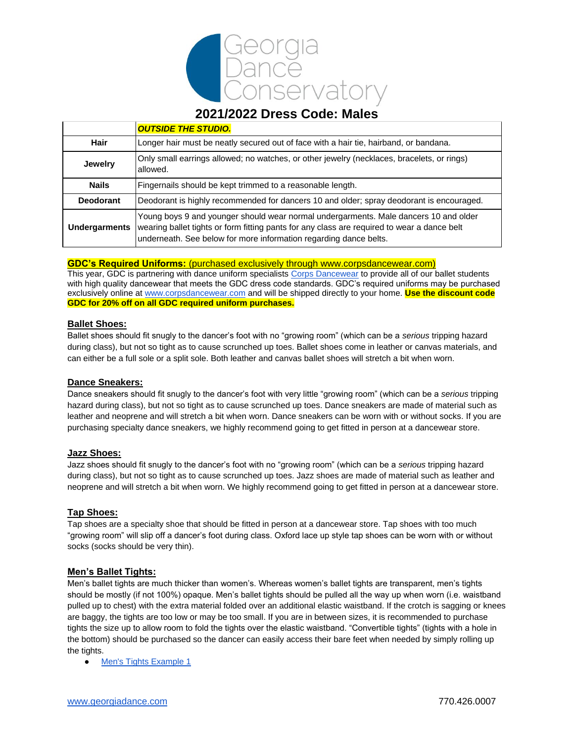Georgia Dance Conservatory

# 2021/2022 Dress Code: Males

| | ***OUTSIDE THE STUDIO.*** |
|---|---|
| **Hair** | Longer hair must be neatly secured out of face with a hair tie, hairband, or bandana. |
| **Jewelry** | Only small earrings allowed; no watches, or other jewelry (necklaces, bracelets, or rings) allowed. |
| **Nails** | Fingernails should be kept trimmed to a reasonable length. |
| **Deodorant** | Deodorant is highly recommended for dancers 10 and older; spray deodorant is encouraged. |
| **Undergarments** | Young boys 9 and younger should wear normal undergarments. Male dancers 10 and older wearing ballet tights or form fitting pants for any class are required to wear a dance belt underneath. See below for more information regarding dance belts. |

**GDC's Required Uniforms:** (purchased exclusively through www.corpsdancewear.com)

This year, GDC is partnering with dance uniform specialists Corps Dancewear to provide all of our ballet students with high quality dancewear that meets the GDC dress code standards. GDC's required uniforms may be purchased exclusively online at www.corpsdancewear.com and will be shipped directly to your home. **Use the discount code GDC for 20% off on all GDC required uniform purchases.**

## Ballet Shoes:

Ballet shoes should fit snugly to the dancer's foot with no "growing room" (which can be a *serious* tripping hazard during class), but not so tight as to cause scrunched up toes. Ballet shoes come in leather or canvas materials, and can either be a full sole or a split sole. Both leather and canvas ballet shoes will stretch a bit when worn.

## Dance Sneakers:

Dance sneakers should fit snugly to the dancer's foot with very little "growing room" (which can be a *serious* tripping hazard during class), but not so tight as to cause scrunched up toes. Dance sneakers are made of material such as leather and neoprene and will stretch a bit when worn. Dance sneakers can be worn with or without socks. If you are purchasing specialty dance sneakers, we highly recommend going to get fitted in person at a dancewear store.

## Jazz Shoes:

Jazz shoes should fit snugly to the dancer's foot with no "growing room" (which can be a *serious* tripping hazard during class), but not so tight as to cause scrunched up toes. Jazz shoes are made of material such as leather and neoprene and will stretch a bit when worn. We highly recommend going to get fitted in person at a dancewear store.

## Tap Shoes:

Tap shoes are a specialty shoe that should be fitted in person at a dancewear store. Tap shoes with too much "growing room" will slip off a dancer's foot during class. Oxford lace up style tap shoes can be worn with or without socks (socks should be very thin).

## Men's Ballet Tights:

Men's ballet tights are much thicker than women's. Whereas women's ballet tights are transparent, men's tights should be mostly (if not 100%) opaque. Men's ballet tights should be pulled all the way up when worn (i.e. waistband pulled up to chest) with the extra material folded over an additional elastic waistband. If the crotch is sagging or knees are baggy, the tights are too low or may be too small. If you are in between sizes, it is recommended to purchase tights the size up to allow room to fold the tights over the elastic waistband. "Convertible tights" (tights with a hole in the bottom) should be purchased so the dancer can easily access their bare feet when needed by simply rolling up the tights.

- Men's Tights Example 1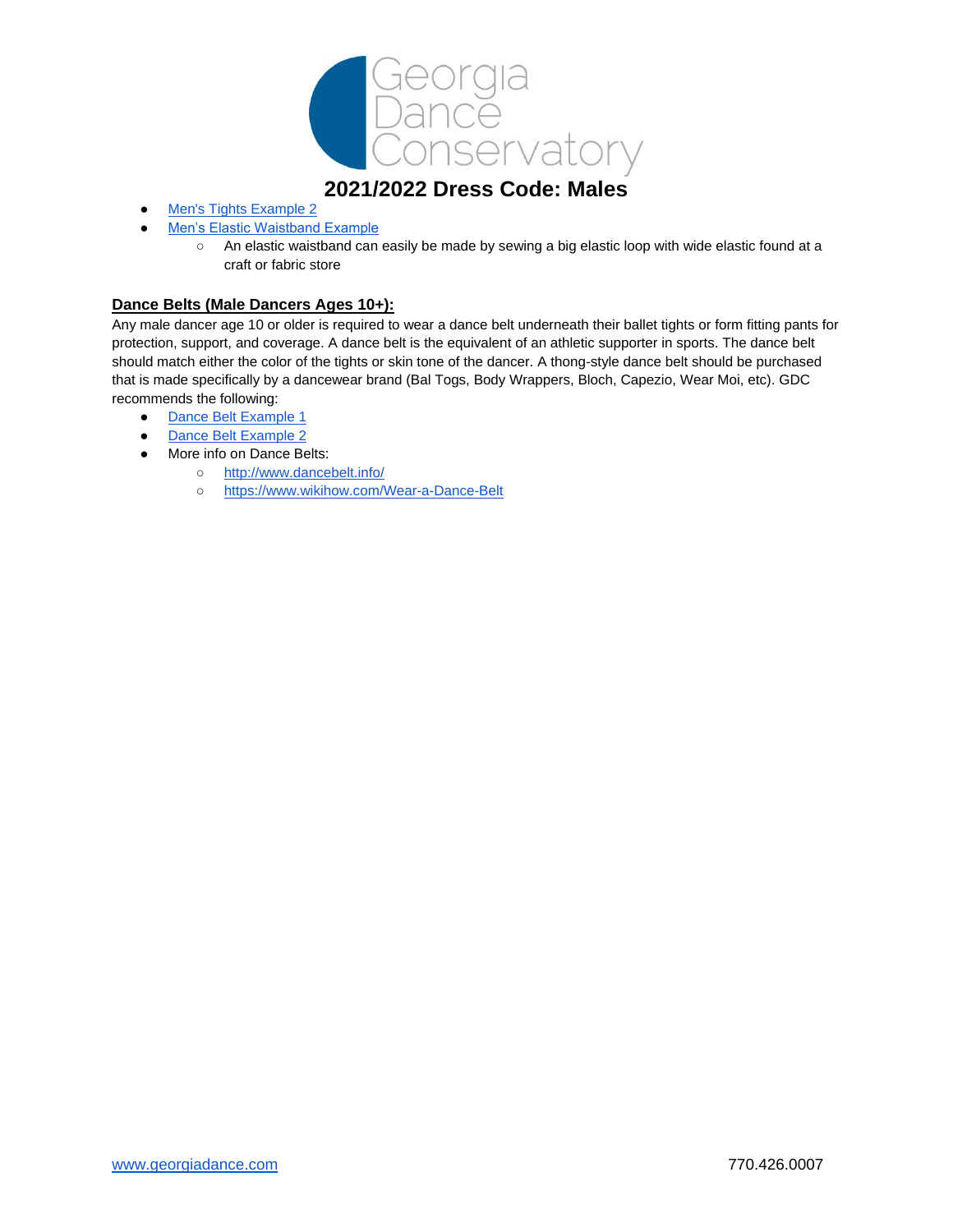# 2021/2022 Dress Code: Males

- Men's Tights Example 2
- Men's Elastic Waistband Example
  - An elastic waistband can easily be made by sewing a big elastic loop with wide elastic found at a craft or fabric store

**Dance Belts (Male Dancers Ages 10+):**

Any male dancer age 10 or older is required to wear a dance belt underneath their ballet tights or form fitting pants for protection, support, and coverage. A dance belt is the equivalent of an athletic supporter in sports. The dance belt should match either the color of the tights or skin tone of the dancer. A thong-style dance belt should be purchased that is made specifically by a dancewear brand (Bal Togs, Body Wrappers, Bloch, Capezio, Wear Moi, etc). GDC recommends the following:

- Dance Belt Example 1
- Dance Belt Example 2
- More info on Dance Belts:
  - http://www.dancebelt.info/
  - https://www.wikihow.com/Wear-a-Dance-Belt